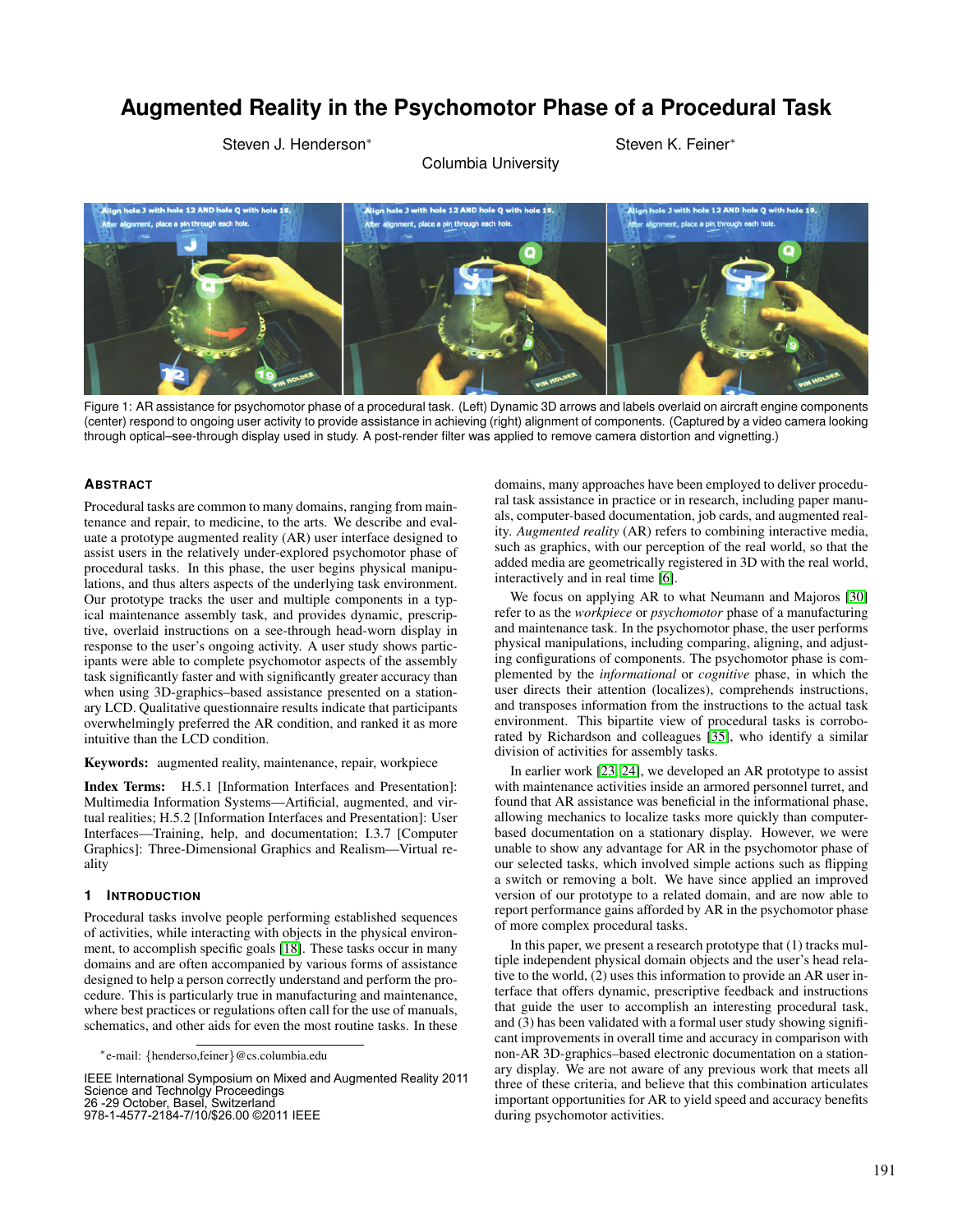# Augmented Reality in the Psychomotor Phase of a Procedural Task

Steven J. Henderson* Steven K. Feiner*

Columbia University

Figure 1: AR assistance for psychomotor phase of a procedural task. (Left) Dynamic 3D arrows and labels overlaid on aircraft engine components (center) respond to ongoing user activity to provide assistance in achieving (right) alignment of components. (Captured by a video camera looking through optical–see-through display used in study. A post-render filter was applied to remove camera distortion and vignetting.)

## Abstract

Procedural tasks are common to many domains, ranging from maintenance and repair, to medicine, to the arts. We describe and evaluate a prototype augmented reality (AR) user interface designed to assist users in the relatively under-explored psychomotor phase of procedural tasks. In this phase, the user begins physical manipulations, and thus alters aspects of the underlying task environment. Our prototype tracks the user and multiple components in a typical maintenance assembly task, and provides dynamic, prescriptive, overlaid instructions on a see-through head-worn display in response to the user's ongoing activity. A user study shows participants were able to complete psychomotor aspects of the assembly task significantly faster and with significantly greater accuracy than when using 3D-graphics–based assistance presented on a stationary LCD. Qualitative questionnaire results indicate that participants overwhelmingly preferred the AR condition, and ranked it as more intuitive than the LCD condition.

**Keywords:** augmented reality, maintenance, repair, workpiece

**Index Terms:** H.5.1 [Information Interfaces and Presentation]: Multimedia Information Systems—Artificial, augmented, and virtual realities; H.5.2 [Information Interfaces and Presentation]: User Interfaces—Training, help, and documentation; I.3.7 [Computer Graphics]: Three-Dimensional Graphics and Realism—Virtual reality

## 1 Introduction

Procedural tasks involve people performing established sequences of activities, while interacting with objects in the physical environment, to accomplish specific goals [18]. These tasks occur in many domains and are often accompanied by various forms of assistance designed to help a person correctly understand and perform the procedure. This is particularly true in manufacturing and maintenance, where best practices or regulations often call for the use of manuals, schematics, and other aids for even the most routine tasks. In these domains, many approaches have been employed to deliver procedural task assistance in practice or in research, including paper manuals, computer-based documentation, job cards, and augmented reality. *Augmented reality* (AR) refers to combining interactive media, such as graphics, with our perception of the real world, so that the added media are geometrically registered in 3D with the real world, interactively and in real time [6].

We focus on applying AR to what Neumann and Majoros [30] refer to as the *workpiece* or *psychomotor* phase of a manufacturing and maintenance task. In the psychomotor phase, the user performs physical manipulations, including comparing, aligning, and adjusting configurations of components. The psychomotor phase is complemented by the *informational* or *cognitive* phase, in which the user directs their attention (localizes), comprehends instructions, and transposes information from the instructions to the actual task environment. This bipartite view of procedural tasks is corroborated by Richardson and colleagues [35], who identify a similar division of activities for assembly tasks.

In earlier work [23, 24], we developed an AR prototype to assist with maintenance activities inside an armored personnel turret, and found that AR assistance was beneficial in the informational phase, allowing mechanics to localize tasks more quickly than computer-based documentation on a stationary display. However, we were unable to show any advantage for AR in the psychomotor phase of our selected tasks, which involved simple actions such as flipping a switch or removing a bolt. We have since applied an improved version of our prototype to a related domain, and are now able to report performance gains afforded by AR in the psychomotor phase of more complex procedural tasks.

In this paper, we present a research prototype that (1) tracks multiple independent physical domain objects and the user's head relative to the world, (2) uses this information to provide an AR user interface that offers dynamic, prescriptive feedback and instructions that guide the user to accomplish an interesting procedural task, and (3) has been validated with a formal user study showing significant improvements in overall time and accuracy in comparison with non-AR 3D-graphics–based electronic documentation on a stationary display. We are not aware of any previous work that meets all three of these criteria, and believe that this combination articulates important opportunities for AR to yield speed and accuracy benefits during psychomotor activities.

*e-mail: {henderso,feiner}@cs.columbia.edu

IEEE International Symposium on Mixed and Augmented Reality 2011
Science and Technolgy Proceedings
26 -29 October, Basel, Switzerland
978-1-4577-2184-7/10/$26.00 ©2011 IEEE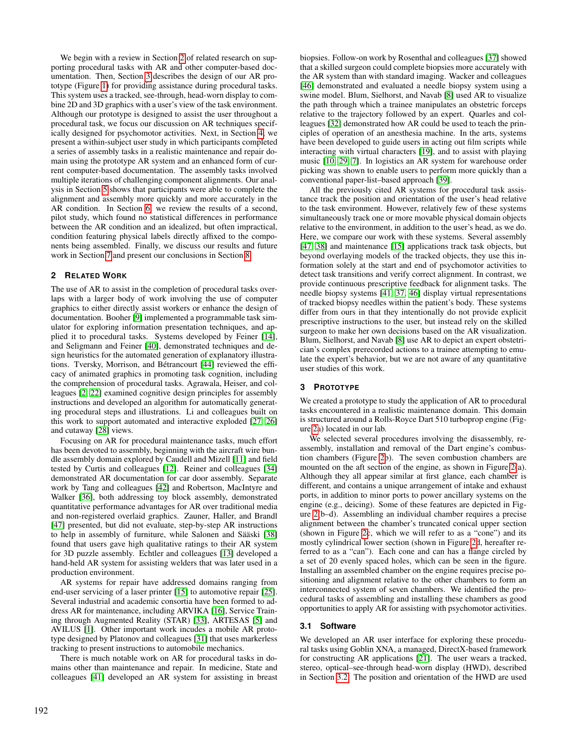We begin with a review in Section 2 of related research on supporting procedural tasks with AR and other computer-based documentation. Then, Section 3 describes the design of our AR prototype (Figure 1) for providing assistance during procedural tasks. This system uses a tracked, see-through, head-worn display to combine 2D and 3D graphics with a user's view of the task environment. Although our prototype is designed to assist the user throughout a procedural task, we focus our discussion on AR techniques specifically designed for psychomotor activities. Next, in Section 4, we present a within-subject user study in which participants completed a series of assembly tasks in a realistic maintenance and repair domain using the prototype AR system and an enhanced form of current computer-based documentation. The assembly tasks involved multiple iterations of challenging component alignments. Our analysis in Section 5 shows that participants were able to complete the alignment and assembly more quickly and more accurately in the AR condition. In Section 6, we review the results of a second, pilot study, which found no statistical differences in performance between the AR condition and an idealized, but often impractical, condition featuring physical labels directly affixed to the components being assembled. Finally, we discuss our results and future work in Section 7 and present our conclusions in Section 8.

## 2 Related Work

The use of AR to assist in the completion of procedural tasks overlaps with a larger body of work involving the use of computer graphics to either directly assist workers or enhance the design of documentation. Booher [9] implemented a programmable task simulator for exploring information presentation techniques, and applied it to procedural tasks. Systems developed by Feiner [14], and Seligmann and Feiner [40], demonstrated techniques and design heuristics for the automated generation of explanatory illustrations. Tversky, Morrison, and Bétrancourt [44] reviewed the efficacy of animated graphics in promoting task cognition, including the comprehension of procedural tasks. Agrawala, Heiser, and colleagues [2, 22] examined cognitive design principles for assembly instructions and developed an algorithm for automatically generating procedural steps and illustrations. Li and colleagues built on this work to support automated and interactive exploded [27, 26] and cutaway [28] views.

Focusing on AR for procedural maintenance tasks, much effort has been devoted to assembly, beginning with the aircraft wire bundle assembly domain explored by Caudell and Mizell [11] and field tested by Curtis and colleagues [12]. Reiner and colleagues [34] demonstrated AR documentation for car door assembly. Separate work by Tang and colleagues [42] and Robertson, MacIntyre and Walker [36], both addressing toy block assembly, demonstrated quantitative performance advantages for AR over traditional media and non-registered overlaid graphics. Zauner, Haller, and Brandl [47] presented, but did not evaluate, step-by-step AR instructions to help in assembly of furniture, while Salonen and Sääski [38] found that users gave high qualitative ratings to their AR system for 3D puzzle assembly. Echtler and colleagues [13] developed a hand-held AR system for assisting welders that was later used in a production environment.

AR systems for repair have addressed domains ranging from end-user servicing of a laser printer [15] to automotive repair [25]. Several industrial and academic consortia have been formed to address AR for maintenance, including ARVIKA [16], Service Training through Augmented Reality (STAR) [33], ARTESAS [5] and AVILUS [1]. Other important work includes a mobile AR prototype designed by Platonov and colleagues [31] that uses markerless tracking to present instructions to automobile mechanics.

There is much notable work on AR for procedural tasks in domains other than maintenance and repair. In medicine, State and colleagues [41] developed an AR system for assisting in breast biopsies. Follow-on work by Rosenthal and colleagues [37] showed that a skilled surgeon could complete biopsies more accurately with the AR system than with standard imaging. Wacker and colleagues [46] demonstrated and evaluated a needle biopsy system using a swine model. Blum, Sielhorst, and Navab [8] used AR to visualize the path through which a trainee manipulates an obstetric forceps relative to the trajectory followed by an expert. Quarles and colleagues [32] demonstrated how AR could be used to teach the principles of operation of an anesthesia machine. In the arts, systems have been developed to guide users in acting out film scripts while interacting with virtual characters [19], and to assist with playing music [10, 29, 7]. In logistics an AR system for warehouse order picking was shown to enable users to perform more quickly than a conventional paper-list–based approach [39].

All the previously cited AR systems for procedural task assistance track the position and orientation of the user's head relative to the task environment. However, relatively few of these systems simultaneously track one or more movable physical domain objects relative to the environment, in addition to the user's head, as we do. Here, we compare our work with these systems. Several assembly [47, 38] and maintenance [15] applications track task objects, but beyond overlaying models of the tracked objects, they use this information solely at the start and end of psychomotor activities to detect task transitions and verify correct alignment. In contrast, we provide continuous prescriptive feedback for alignment tasks. The needle biopsy systems [41, 37, 46] display virtual representations of tracked biopsy needles within the patient's body. These systems differ from ours in that they intentionally do not provide explicit prescriptive instructions to the user, but instead rely on the skilled surgeon to make her own decisions based on the AR visualization. Blum, Sielhorst, and Navab [8] use AR to depict an expert obstetrician's complex prerecorded actions to a trainee attempting to emulate the expert's behavior, but we are not aware of any quantitative user studies of this work.

## 3 Prototype

We created a prototype to study the application of AR to procedural tasks encountered in a realistic maintenance domain. This domain is structured around a Rolls-Royce Dart 510 turboprop engine (Figure 2a) located in our lab.

We selected several procedures involving the disassembly, reassembly, installation and removal of the Dart engine's combustion chambers (Figure 2b). The seven combustion chambers are mounted on the aft section of the engine, as shown in Figure 2(a). Although they all appear similar at first glance, each chamber is different, and contains a unique arrangement of intake and exhaust ports, in addition to minor ports to power ancillary systems on the engine (e.g., deicing). Some of these features are depicted in Figure 2(b–d). Assembling an individual chamber requires a precise alignment between the chamber's truncated conical upper section (shown in Figure 2c, which we will refer to as a "cone") and its mostly cylindrical lower section (shown in Figure 2d, hereafter referred to as a "can"). Each cone and can has a flange circled by a set of 20 evenly spaced holes, which can be seen in the figure. Installing an assembled chamber on the engine requires precise positioning and alignment relative to the other chambers to form an interconnected system of seven chambers. We identified the procedural tasks of assembling and installing these chambers as good opportunities to apply AR for assisting with psychomotor activities.

### 3.1 Software

We developed an AR user interface for exploring these procedural tasks using Goblin XNA, a managed, DirectX-based framework for constructing AR applications [21]. The user wears a tracked, stereo, optical–see-through head-worn display (HWD), described in Section 3.2. The position and orientation of the HWD are used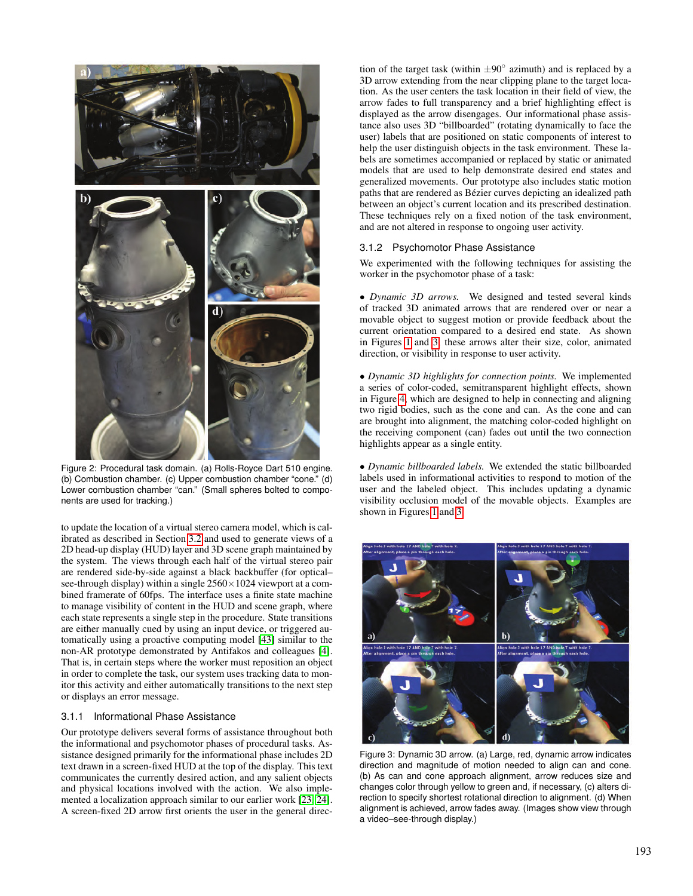Figure 2: Procedural task domain. (a) Rolls-Royce Dart 510 engine. (b) Combustion chamber. (c) Upper combustion chamber "cone." (d) Lower combustion chamber "can." (Small spheres bolted to components are used for tracking.)

to update the location of a virtual stereo camera model, which is calibrated as described in Section 3.2 and used to generate views of a 2D head-up display (HUD) layer and 3D scene graph maintained by the system. The views through each half of the virtual stereo pair are rendered side-by-side against a black backbuffer (for optical–see-through display) within a single 2560×1024 viewport at a combined framerate of 60fps. The interface uses a finite state machine to manage visibility of content in the HUD and scene graph, where each state represents a single step in the procedure. State transitions are either manually cued by using an input device, or triggered automatically using a proactive computing model [43] similar to the non-AR prototype demonstrated by Antifakos and colleagues [4]. That is, in certain steps where the worker must reposition an object in order to complete the task, our system uses tracking data to monitor this activity and either automatically transitions to the next step or displays an error message.

### 3.1.1 Informational Phase Assistance

Our prototype delivers several forms of assistance throughout both the informational and psychomotor phases of procedural tasks. Assistance designed primarily for the informational phase includes 2D text drawn in a screen-fixed HUD at the top of the display. This text communicates the currently desired action, and any salient objects and physical locations involved with the action. We also implemented a localization approach similar to our earlier work [23, 24]. A screen-fixed 2D arrow first orients the user in the general direction of the target task (within $\pm 90^\circ$ azimuth) and is replaced by a 3D arrow extending from the near clipping plane to the target location. As the user centers the task location in their field of view, the arrow fades to full transparency and a brief highlighting effect is displayed as the arrow disengages. Our informational phase assistance also uses 3D "billboarded" (rotating dynamically to face the user) labels that are positioned on static components of interest to help the user distinguish objects in the task environment. These labels are sometimes accompanied or replaced by static or animated models that are used to help demonstrate desired end states and generalized movements. Our prototype also includes static motion paths that are rendered as Bézier curves depicting an idealized path between an object's current location and its prescribed destination. These techniques rely on a fixed notion of the task environment, and are not altered in response to ongoing user activity.

### 3.1.2 Psychomotor Phase Assistance

We experimented with the following techniques for assisting the worker in the psychomotor phase of a task:

- *Dynamic 3D arrows.* We designed and tested several kinds of tracked 3D animated arrows that are rendered over or near a movable object to suggest motion or provide feedback about the current orientation compared to a desired end state. As shown in Figures 1 and 3, these arrows alter their size, color, animated direction, or visibility in response to user activity.

- *Dynamic 3D highlights for connection points.* We implemented a series of color-coded, semitransparent highlight effects, shown in Figure 4, which are designed to help in connecting and aligning two rigid bodies, such as the cone and can. As the cone and can are brought into alignment, the matching color-coded highlight on the receiving component (can) fades out until the two connection highlights appear as a single entity.

- *Dynamic billboarded labels.* We extended the static billboarded labels used in informational activities to respond to motion of the user and the labeled object. This includes updating a dynamic visibility occlusion model of the movable objects. Examples are shown in Figures 1 and 3.

Figure 3: Dynamic 3D arrow. (a) Large, red, dynamic arrow indicates direction and magnitude of motion needed to align can and cone. (b) As can and cone approach alignment, arrow reduces size and changes color through yellow to green and, if necessary, (c) alters direction to specify shortest rotational direction to alignment. (d) When alignment is achieved, arrow fades away. (Images show view through a video–see-through display.)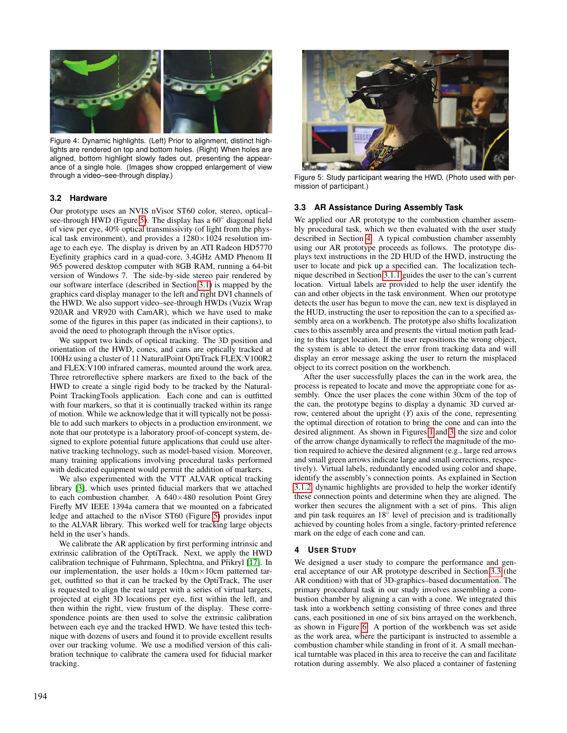Figure 4: Dynamic highlights. (Left) Prior to alignment, distinct highlights are rendered on top and bottom holes. (Right) When holes are aligned, bottom highlight slowly fades out, presenting the appearance of a single hole. (Images show cropped enlargement of view through a video–see-through display.)

Figure 5: Study participant wearing the HWD. (Photo used with permission of participant.)

### 3.2 Hardware

Our prototype uses an NVIS nVisor ST60 color, stereo, optical–see-through HWD (Figure 5). The display has a 60° diagonal field of view per eye, 40% optical transmissivity (of light from the physical task environment), and provides a 1280×1024 resolution image to each eye. The display is driven by an ATI Radeon HD5770 Eyefinity graphics card in a quad-core, 3.4GHz AMD Phenom II 965 powered desktop computer with 8GB RAM, running a 64-bit version of Windows 7. The side-by-side stereo pair rendered by our software interface (described in Section 3.1) is mapped by the graphics card display manager to the left and right DVI channels of the HWD. We also support video–see-through HWDs (Vuzix Wrap 920AR and VR920 with CamAR), which we have used to make some of the figures in this paper (as indicated in their captions), to avoid the need to photograph through the nVisor optics.

We support two kinds of optical tracking. The 3D position and orientation of the HWD, cones, and cans are optically tracked at 100Hz using a cluster of 11 NaturalPoint OptiTrack FLEX:V100R2 and FLEX:V100 infrared cameras, mounted around the work area. Three retroreflective sphere markers are fixed to the back of the HWD to create a single rigid body to be tracked by the NaturalPoint TrackingTools application. Each cone and can is outfitted with four markers, so that it is continually tracked within its range of motion. While we acknowledge that it will typically not be possible to add such markers to objects in a production environment, we note that our prototype is a laboratory proof-of-concept system, designed to explore potential future applications that could use alternative tracking technology, such as model-based vision. Moreover, many training applications involving procedural tasks performed with dedicated equipment would permit the addition of markers.

We also experimented with the VTT ALVAR optical tracking library [3], which uses printed fiducial markers that we attached to each combustion chamber. A 640×480 resolution Point Grey Firefly MV IEEE 1394a camera that we mounted on a fabricated ledge and attached to the nVisor ST60 (Figure 5) provides input to the ALVAR library. This worked well for tracking large objects held in the user's hands.

We calibrate the AR application by first performing intrinsic and extrinsic calibration of the OptiTrack. Next, we apply the HWD calibration technique of Fuhrmann, Splechtna, and Přikryl [17]. In our implementation, the user holds a 10cm×10cm patterned target, outfitted so that it can be tracked by the OptiTrack, The user is requested to align the real target with a series of virtual targets, projected at eight 3D locations per eye, first within the left, and then within the right, view frustum of the display. These correspondence points are then used to solve the extrinsic calibration between each eye and the tracked HWD. We have tested this technique with dozens of users and found it to provide excellent results over our tracking volume. We use a modified version of this calibration technique to calibrate the camera used for fiducial marker tracking.

### 3.3 AR Assistance During Assembly Task

We applied our AR prototype to the combustion chamber assembly procedural task, which we then evaluated with the user study described in Section 4. A typical combustion chamber assembly using our AR prototype proceeds as follows. The prototype displays text instructions in the 2D HUD of the HWD, instructing the user to locate and pick up a specified can. The localization technique described in Section 3.1.1 guides the user to the can's current location. Virtual labels are provided to help the user identify the can and other objects in the task environment. When our prototype detects the user has begun to move the can, new text is displayed in the HUD, instructing the user to reposition the can to a specified assembly area on a workbench. The prototype also shifts localization cues to this assembly area and presents the virtual motion path leading to this target location. If the user repositions the wrong object, the system is able to detect the error from tracking data and will display an error message asking the user to return the misplaced object to its correct position on the workbench.

After the user successfully places the can in the work area, the process is repeated to locate and move the appropriate cone for assembly. Once the user places the cone within 30cm of the top of the can, the prototype begins to display a dynamic 3D curved arrow, centered about the upright ($Y$) axis of the cone, representing the optimal direction of rotation to bring the cone and can into the desired alignment. As shown in Figures 1 and 3, the size and color of the arrow change dynamically to reflect the magnitude of the motion required to achieve the desired alignment (e.g., large red arrows and small green arrows indicate large and small corrections, respectively). Virtual labels, redundantly encoded using color and shape, identify the assembly's connection points. As explained in Section 3.1.2, dynamic highlights are provided to help the worker identify these connection points and determine when they are aligned. The worker then secures the alignment with a set of pins. This align and pin task requires an 18° level of precision and is traditionally achieved by counting holes from a single, factory-printed reference mark on the edge of each cone and can.

## 4 User Study

We designed a user study to compare the performance and general acceptance of our AR prototype described in Section 3.3 (the AR condition) with that of 3D-graphics–based documentation. The primary procedural task in our study involves assembling a combustion chamber by aligning a can with a cone. We integrated this task into a workbench setting consisting of three cones and three cans, each positioned in one of six bins arrayed on the workbench, as shown in Figure 6. A portion of the workbench was set aside as the work area, where the participant is instructed to assemble a combustion chamber while standing in front of it. A small mechanical turntable was placed in this area to receive the can and facilitate rotation during assembly. We also placed a container of fastening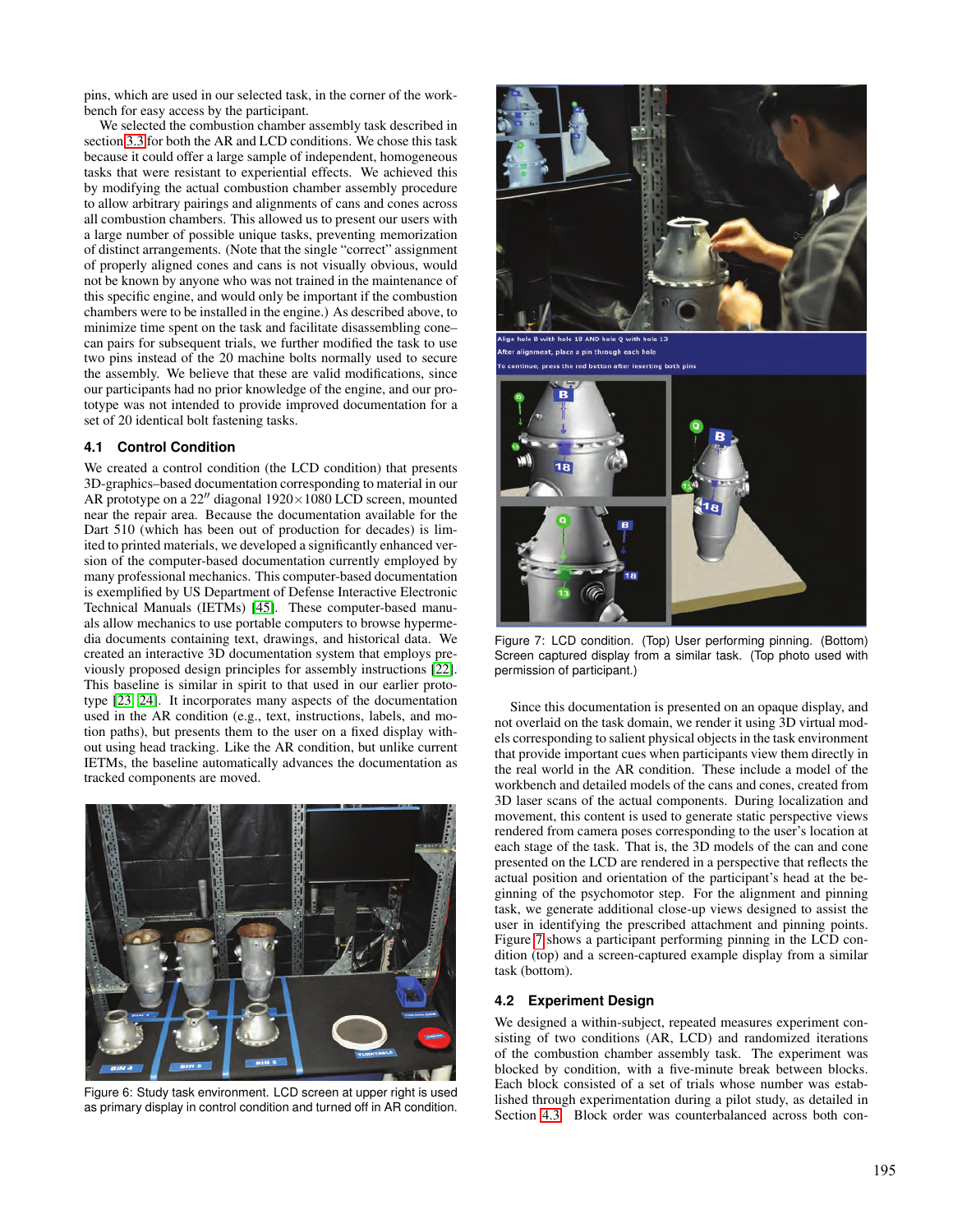pins, which are used in our selected task, in the corner of the workbench for easy access by the participant.

We selected the combustion chamber assembly task described in section 3.3 for both the AR and LCD conditions. We chose this task because it could offer a large sample of independent, homogeneous tasks that were resistant to experiential effects. We achieved this by modifying the actual combustion chamber assembly procedure to allow arbitrary pairings and alignments of cans and cones across all combustion chambers. This allowed us to present our users with a large number of possible unique tasks, preventing memorization of distinct arrangements. (Note that the single "correct" assignment of properly aligned cones and cans is not visually obvious, would not be known by anyone who was not trained in the maintenance of this specific engine, and would only be important if the combustion chambers were to be installed in the engine.) As described above, to minimize time spent on the task and facilitate disassembling cone–can pairs for subsequent trials, we further modified the task to use two pins instead of the 20 machine bolts normally used to secure the assembly. We believe that these are valid modifications, since our participants had no prior knowledge of the engine, and our prototype was not intended to provide improved documentation for a set of 20 identical bolt fastening tasks.

### 4.1 Control Condition

We created a control condition (the LCD condition) that presents 3D-graphics–based documentation corresponding to material in our AR prototype on a 22″ diagonal 1920×1080 LCD screen, mounted near the repair area. Because the documentation available for the Dart 510 (which has been out of production for decades) is limited to printed materials, we developed a significantly enhanced version of the computer-based documentation currently employed by many professional mechanics. This computer-based documentation is exemplified by US Department of Defense Interactive Electronic Technical Manuals (IETMs) [45]. These computer-based manuals allow mechanics to use portable computers to browse hypermedia documents containing text, drawings, and historical data. We created an interactive 3D documentation system that employs previously proposed design principles for assembly instructions [22]. This baseline is similar in spirit to that used in our earlier prototype [23, 24]. It incorporates many aspects of the documentation used in the AR condition (e.g., text, instructions, labels, and motion paths), but presents them to the user on a fixed display without using head tracking. Like the AR condition, but unlike current IETMs, the baseline automatically advances the documentation as tracked components are moved.

Figure 6: Study task environment. LCD screen at upper right is used as primary display in control condition and turned off in AR condition.

Figure 7: LCD condition. (Top) User performing pinning. (Bottom) Screen captured display from a similar task. (Top photo used with permission of participant.)

Since this documentation is presented on an opaque display, and not overlaid on the task domain, we render it using 3D virtual models corresponding to salient physical objects in the task environment that provide important cues when participants view them directly in the real world in the AR condition. These include a model of the workbench and detailed models of the cans and cones, created from 3D laser scans of the actual components. During localization and movement, this content is used to generate static perspective views rendered from camera poses corresponding to the user's location at each stage of the task. That is, the 3D models of the can and cone presented on the LCD are rendered in a perspective that reflects the actual position and orientation of the participant's head at the beginning of the psychomotor step. For the alignment and pinning task, we generate additional close-up views designed to assist the user in identifying the prescribed attachment and pinning points. Figure 7 shows a participant performing pinning in the LCD condition (top) and a screen-captured example display from a similar task (bottom).

### 4.2 Experiment Design

We designed a within-subject, repeated measures experiment consisting of two conditions (AR, LCD) and randomized iterations of the combustion chamber assembly task. The experiment was blocked by condition, with a five-minute break between blocks. Each block consisted of a set of trials whose number was established through experimentation during a pilot study, as detailed in Section 4.3. Block order was counterbalanced across both con-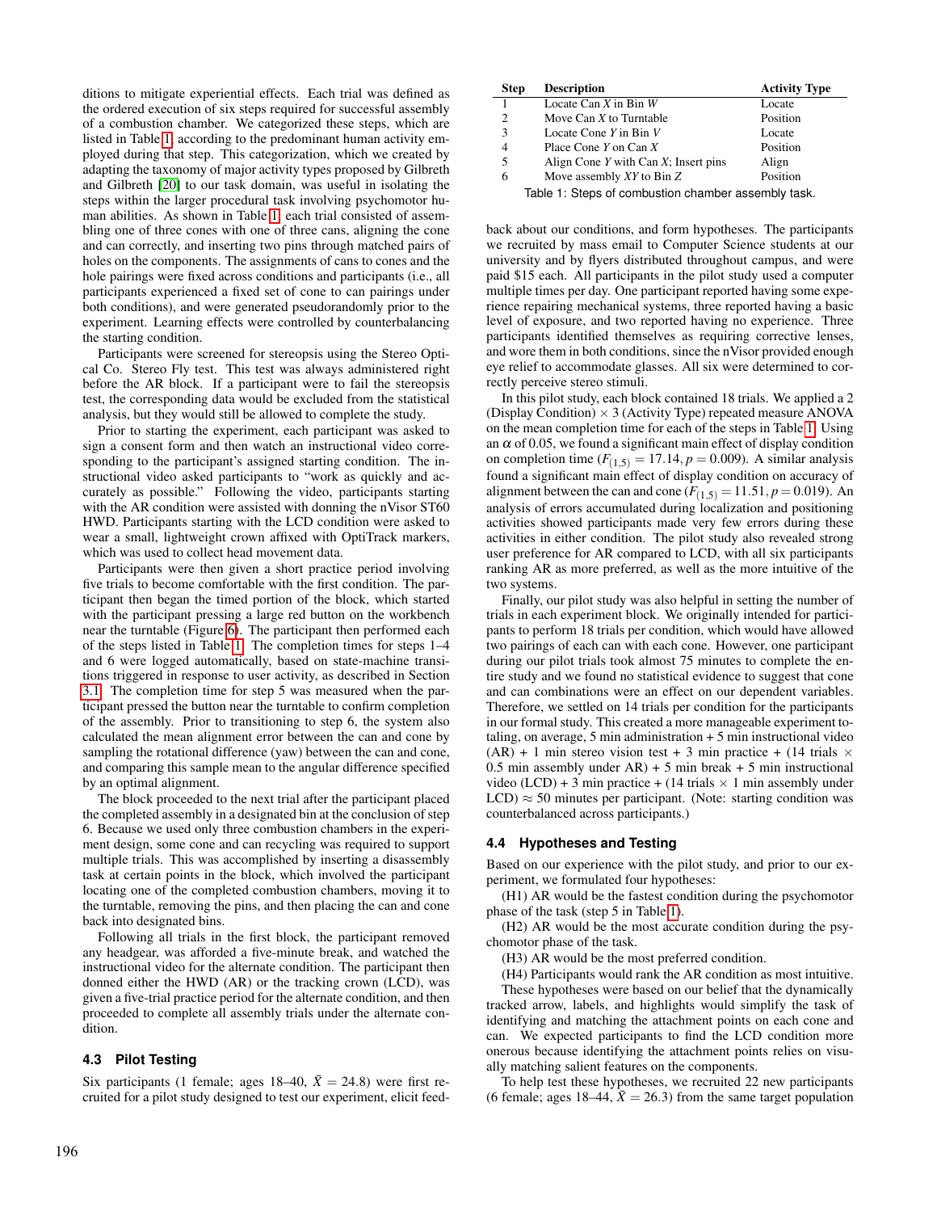ditions to mitigate experiential effects. Each trial was defined as the ordered execution of six steps required for successful assembly of a combustion chamber. We categorized these steps, which are listed in Table 1, according to the predominant human activity employed during that step. This categorization, which we created by adapting the taxonomy of major activity types proposed by Gilbreth and Gilbreth [20] to our task domain, was useful in isolating the steps within the larger procedural task involving psychomotor human abilities. As shown in Table 1, each trial consisted of assembling one of three cones with one of three cans, aligning the cone and can correctly, and inserting two pins through matched pairs of holes on the components. The assignments of cans to cones and the hole pairings were fixed across conditions and participants (i.e., all participants experienced a fixed set of cone to can pairings under both conditions), and were generated pseudorandomly prior to the experiment. Learning effects were controlled by counterbalancing the starting condition.

Participants were screened for stereopsis using the Stereo Optical Co. Stereo Fly test. This test was always administered right before the AR block. If a participant were to fail the stereopsis test, the corresponding data would be excluded from the statistical analysis, but they would still be allowed to complete the study.

Prior to starting the experiment, each participant was asked to sign a consent form and then watch an instructional video corresponding to the participant's assigned starting condition. The instructional video asked participants to "work as quickly and accurately as possible." Following the video, participants starting with the AR condition were assisted with donning the nVisor ST60 HWD. Participants starting with the LCD condition were asked to wear a small, lightweight crown affixed with OptiTrack markers, which was used to collect head movement data.

Participants were then given a short practice period involving five trials to become comfortable with the first condition. The participant then began the timed portion of the block, which started with the participant pressing a large red button on the workbench near the turntable (Figure 6). The participant then performed each of the steps listed in Table 1. The completion times for steps 1–4 and 6 were logged automatically, based on state-machine transitions triggered in response to user activity, as described in Section 3.1. The completion time for step 5 was measured when the participant pressed the button near the turntable to confirm completion of the assembly. Prior to transitioning to step 6, the system also calculated the mean alignment error between the can and cone by sampling the rotational difference (yaw) between the can and cone, and comparing this sample mean to the angular difference specified by an optimal alignment.

The block proceeded to the next trial after the participant placed the completed assembly in a designated bin at the conclusion of step 6. Because we used only three combustion chambers in the experiment design, some cone and can recycling was required to support multiple trials. This was accomplished by inserting a disassembly task at certain points in the block, which involved the participant locating one of the completed combustion chambers, moving it to the turntable, removing the pins, and then placing the can and cone back into designated bins.

Following all trials in the first block, the participant removed any headgear, was afforded a five-minute break, and watched the instructional video for the alternate condition. The participant then donned either the HWD (AR) or the tracking crown (LCD), was given a five-trial practice period for the alternate condition, and then proceeded to complete all assembly trials under the alternate condition.

### 4.3 Pilot Testing

Six participants (1 female; ages 18–40, $\bar{X} = 24.8$) were first recruited for a pilot study designed to test our experiment, elicit feedback about our conditions, and form hypotheses. The participants we recruited by mass email to Computer Science students at our university and by flyers distributed throughout campus, and were paid \$15 each. All participants in the pilot study used a computer multiple times per day. One participant reported having some experience repairing mechanical systems, three reported having a basic level of exposure, and two reported having no experience. Three participants identified themselves as requiring corrective lenses, and wore them in both conditions, since the nVisor provided enough eye relief to accommodate glasses. All six were determined to correctly perceive stereo stimuli.

| Step | Description | Activity Type |
|---|---|---|
| 1 | Locate Can *X* in Bin *W* | Locate |
| 2 | Move Can *X* to Turntable | Position |
| 3 | Locate Cone *Y* in Bin *V* | Locate |
| 4 | Place Cone *Y* on Can *X* | Position |
| 5 | Align Cone *Y* with Can *X*; Insert pins | Align |
| 6 | Move assembly *XY* to Bin *Z* | Position |

Table 1: Steps of combustion chamber assembly task.

In this pilot study, each block contained 18 trials. We applied a 2 (Display Condition) × 3 (Activity Type) repeated measure ANOVA on the mean completion time for each of the steps in Table 1. Using an $\alpha$ of 0.05, we found a significant main effect of display condition on completion time ($F_{(1,5)} = 17.14, p = 0.009$). A similar analysis found a significant main effect of display condition on accuracy of alignment between the can and cone ($F_{(1,5)} = 11.51, p = 0.019$). An analysis of errors accumulated during localization and positioning activities showed participants made very few errors during these activities in either condition. The pilot study also revealed strong user preference for AR compared to LCD, with all six participants ranking AR as more preferred, as well as the more intuitive of the two systems.

Finally, our pilot study was also helpful in setting the number of trials in each experiment block. We originally intended for participants to perform 18 trials per condition, which would have allowed two pairings of each can with each cone. However, one participant during our pilot trials took almost 75 minutes to complete the entire study and we found no statistical evidence to suggest that cone and can combinations were an effect on our dependent variables. Therefore, we settled on 14 trials per condition for the participants in our formal study. This created a more manageable experiment totaling, on average, 5 min administration + 5 min instructional video (AR) + 1 min stereo vision test + 3 min practice + (14 trials × 0.5 min assembly under AR) + 5 min break + 5 min instructional video (LCD) + 3 min practice + (14 trials × 1 min assembly under LCD) ≈ 50 minutes per participant. (Note: starting condition was counterbalanced across participants.)

### 4.4 Hypotheses and Testing

Based on our experience with the pilot study, and prior to our experiment, we formulated four hypotheses:

(H1) AR would be the fastest condition during the psychomotor phase of the task (step 5 in Table 1).

(H2) AR would be the most accurate condition during the psychomotor phase of the task.

(H3) AR would be the most preferred condition.

(H4) Participants would rank the AR condition as most intuitive.

These hypotheses were based on our belief that the dynamically tracked arrow, labels, and highlights would simplify the task of identifying and matching the attachment points on each cone and can. We expected participants to find the LCD condition more onerous because identifying the attachment points relies on visually matching salient features on the components.

To help test these hypotheses, we recruited 22 new participants (6 female; ages 18–44, $\bar{X} = 26.3$) from the same target population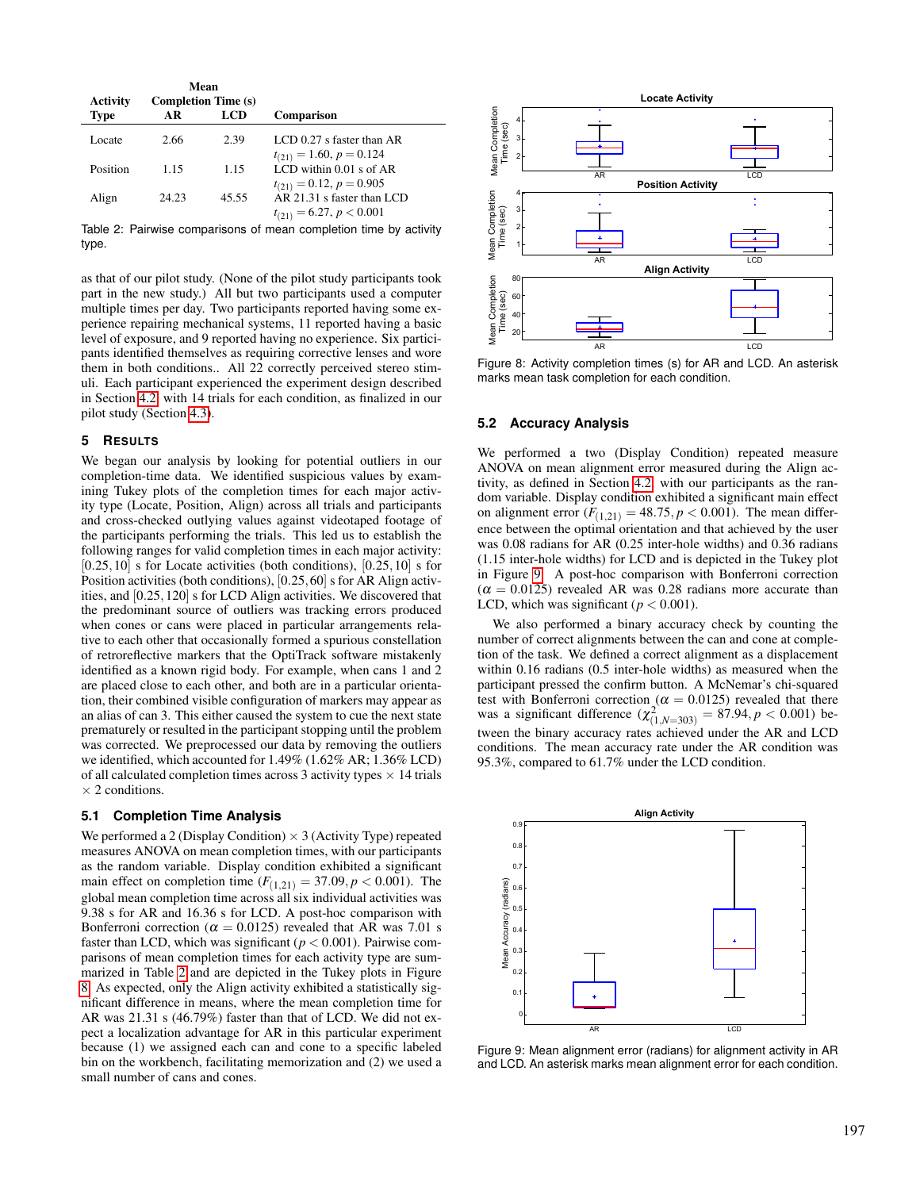| Activity Type | Mean Completion Time (s) AR | LCD | Comparison |
|---|---|---|---|
| Locate | 2.66 | 2.39 | LCD 0.27 s faster than AR $t_{(21)} = 1.60$, $p = 0.124$ |
| Position | 1.15 | 1.15 | LCD within 0.01 s of AR $t_{(21)} = 0.12$, $p = 0.905$ |
| Align | 24.23 | 45.55 | AR 21.31 s faster than LCD $t_{(21)} = 6.27$, $p < 0.001$ |

Table 2: Pairwise comparisons of mean completion time by activity type.

as that of our pilot study. (None of the pilot study participants took part in the new study.) All but two participants used a computer multiple times per day. Two participants reported having some experience repairing mechanical systems, 11 reported having a basic level of exposure, and 9 reported having no experience. Six participants identified themselves as requiring corrective lenses and wore them in both conditions.. All 22 correctly perceived stereo stimuli. Each participant experienced the experiment design described in Section 4.2 with 14 trials for each condition, as finalized in our pilot study (Section 4.3).

## 5 RESULTS

We began our analysis by looking for potential outliers in our completion-time data. We identified suspicious values by examining Tukey plots of the completion times for each major activity type (Locate, Position, Align) across all trials and participants and cross-checked outlying values against videotaped footage of the participants performing the trials. This led us to establish the following ranges for valid completion times in each major activity: $[0.25, 10]$ s for Locate activities (both conditions), $[0.25, 10]$ s for Position activities (both conditions), $[0.25, 60]$ s for AR Align activities, and $[0.25, 120]$ s for LCD Align activities. We discovered that the predominant source of outliers was tracking errors produced when cones or cans were placed in particular arrangements relative to each other that occasionally formed a spurious constellation of retroreflective markers that the OptiTrack software mistakenly identified as a known rigid body. For example, when cans 1 and 2 are placed close to each other, and both are in a particular orientation, their combined visible configuration of markers may appear as an alias of can 3. This either caused the system to cue the next state prematurely or resulted in the participant stopping until the problem was corrected. We preprocessed our data by removing the outliers we identified, which accounted for 1.49% (1.62% AR; 1.36% LCD) of all calculated completion times across 3 activity types $\times$ 14 trials $\times$ 2 conditions.

### 5.1 Completion Time Analysis

We performed a 2 (Display Condition) $\times$ 3 (Activity Type) repeated measures ANOVA on mean completion times, with our participants as the random variable. Display condition exhibited a significant main effect on completion time ($F_{(1,21)} = 37.09, p < 0.001$). The global mean completion time across all six individual activities was 9.38 s for AR and 16.36 s for LCD. A post-hoc comparison with Bonferroni correction ($\alpha = 0.0125$) revealed that AR was 7.01 s faster than LCD, which was significant ($p < 0.001$). Pairwise comparisons of mean completion times for each activity type are summarized in Table 2 and are depicted in the Tukey plots in Figure 8. As expected, only the Align activity exhibited a statistically significant difference in means, where the mean completion time for AR was 21.31 s (46.79%) faster than that of LCD. We did not expect a localization advantage for AR in this particular experiment because (1) we assigned each can and cone to a specific labeled bin on the workbench, facilitating memorization and (2) we used a small number of cans and cones.

Figure 8: Activity completion times (s) for AR and LCD. An asterisk marks mean task completion for each condition.

### 5.2 Accuracy Analysis

We performed a two (Display Condition) repeated measure ANOVA on mean alignment error measured during the Align activity, as defined in Section 4.2 with our participants as the random variable. Display condition exhibited a significant main effect on alignment error ($F_{(1,21)} = 48.75, p < 0.001$). The mean difference between the optimal orientation and that achieved by the user was 0.08 radians for AR (0.25 inter-hole widths) and 0.36 radians (1.15 inter-hole widths) for LCD and is depicted in the Tukey plot in Figure 9. A post-hoc comparison with Bonferroni correction ($\alpha = 0.0125$) revealed AR was 0.28 radians more accurate than LCD, which was significant ($p < 0.001$).

We also performed a binary accuracy check by counting the number of correct alignments between the can and cone at completion of the task. We defined a correct alignment as a displacement within 0.16 radians (0.5 inter-hole widths) as measured when the participant pressed the confirm button. A McNemar's chi-squared test with Bonferroni correction ($\alpha = 0.0125$) revealed that there was a significant difference ($\chi^2_{(1,N=303)} = 87.94, p < 0.001$) between the binary accuracy rates achieved under the AR and LCD conditions. The mean accuracy rate under the AR condition was 95.3%, compared to 61.7% under the LCD condition.

Figure 9: Mean alignment error (radians) for alignment activity in AR and LCD. An asterisk marks mean alignment error for each condition.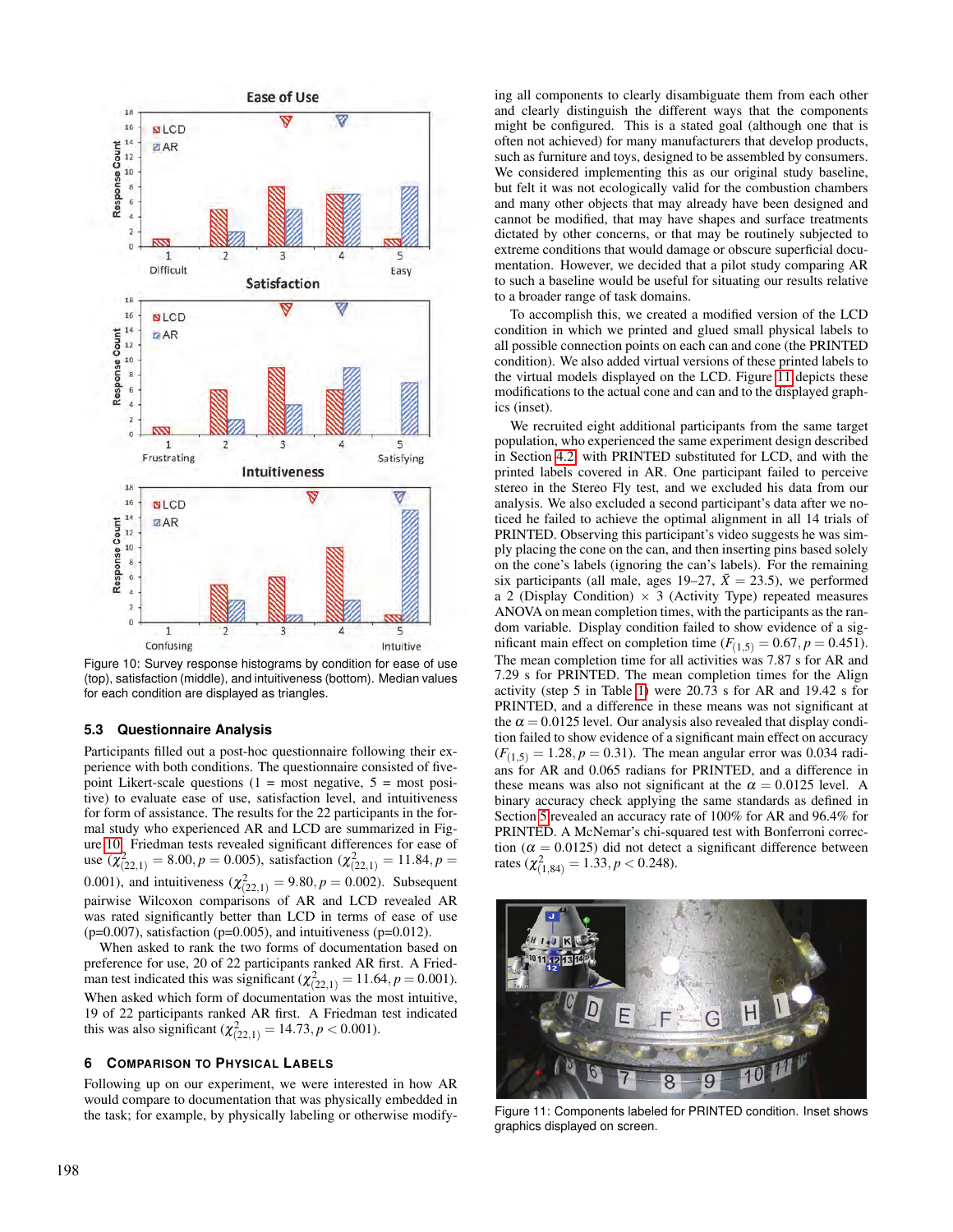Ease of Use

18
16
14
12
10
8
6
4
2
0

Response Count

LCD
AR

1
Difficult
2
3
4
5
Easy

Satisfaction

18
16
14
12
10
8
6
4
2
0

Response Count

LCD
AR

1
Frustrating
2
3
4
5
Satisfying

Intuitiveness

18
16
14
12
10
8
6
4
2
0

Response Count

LCD
AR

1
Confusing
2
3
4
5
Intuitive

Figure 10: Survey response histograms by condition for ease of use (top), satisfaction (middle), and intuitiveness (bottom). Median values for each condition are displayed as triangles.

### 5.3 Questionnaire Analysis

Participants filled out a post-hoc questionnaire following their experience with both conditions. The questionnaire consisted of five-point Likert-scale questions (1 = most negative, 5 = most positive) to evaluate ease of use, satisfaction level, and intuitiveness for form of assistance. The results for the 22 participants in the formal study who experienced AR and LCD are summarized in Figure 10. Friedman tests revealed significant differences for ease of use ($\chi^2_{(22,1)} = 8.00, p = 0.005$), satisfaction ($\chi^2_{(22,1)} = 11.84, p = 0.001$), and intuitiveness ($\chi^2_{(22,1)} = 9.80, p = 0.002$). Subsequent pairwise Wilcoxon comparisons of AR and LCD revealed AR was rated significantly better than LCD in terms of ease of use (p=0.007), satisfaction (p=0.005), and intuitiveness (p=0.012).

When asked to rank the two forms of documentation based on preference for use, 20 of 22 participants ranked AR first. A Friedman test indicated this was significant ($\chi^2_{(22,1)} = 11.64, p = 0.001$). When asked which form of documentation was the most intuitive, 19 of 22 participants ranked AR first. A Friedman test indicated this was also significant ($\chi^2_{(22,1)} = 14.73, p < 0.001$).

## 6 Comparison to Physical Labels

Following up on our experiment, we were interested in how AR would compare to documentation that was physically embedded in the task; for example, by physically labeling or otherwise modifying all components to clearly disambiguate them from each other and clearly distinguish the different ways that the components might be configured. This is a stated goal (although one that is often not achieved) for many manufacturers that develop products, such as furniture and toys, designed to be assembled by consumers. We considered implementing this as our original study baseline, but felt it was not ecologically valid for the combustion chambers and many other objects that may already have been designed and cannot be modified, that may have shapes and surface treatments dictated by other concerns, or that may be routinely subjected to extreme conditions that would damage or obscure superficial documentation. However, we decided that a pilot study comparing AR to such a baseline would be useful for situating our results relative to a broader range of task domains.

To accomplish this, we created a modified version of the LCD condition in which we printed and glued small physical labels to all possible connection points on each can and cone (the PRINTED condition). We also added virtual versions of these printed labels to the virtual models displayed on the LCD. Figure 11 depicts these modifications to the actual cone and can and to the displayed graphics (inset).

We recruited eight additional participants from the same target population, who experienced the same experiment design described in Section 4.2, with PRINTED substituted for LCD, and with the printed labels covered in AR. One participant failed to perceive stereo in the Stereo Fly test, and we excluded his data from our analysis. We also excluded a second participant's data after we noticed he failed to achieve the optimal alignment in all 14 trials of PRINTED. Observing this participant's video suggests he was simply placing the cone on the can, and then inserting pins based solely on the cone's labels (ignoring the can's labels). For the remaining six participants (all male, ages 19–27, $\bar{X} = 23.5$), we performed a 2 (Display Condition) × 3 (Activity Type) repeated measures ANOVA on mean completion times, with the participants as the random variable. Display condition failed to show evidence of a significant main effect on completion time ($F_{(1,5)} = 0.67, p = 0.451$). The mean completion time for all activities was 7.87 s for AR and 7.29 s for PRINTED. The mean completion times for the Align activity (step 5 in Table 1) were 20.73 s for AR and 19.42 s for PRINTED, and a difference in these means was not significant at the $\alpha = 0.0125$ level. Our analysis also revealed that display condition failed to show evidence of a significant main effect on accuracy ($F_{(1,5)} = 1.28, p = 0.31$). The mean angular error was 0.034 radians for AR and 0.065 radians for PRINTED, and a difference in these means was also not significant at the $\alpha = 0.0125$ level. A binary accuracy check applying the same standards as defined in Section 5 revealed an accuracy rate of 100% for AR and 96.4% for PRINTED. A McNemar's chi-squared test with Bonferroni correction ($\alpha = 0.0125$) did not detect a significant difference between rates ($\chi^2_{(1,84)} = 1.33, p < 0.248$).

Figure 11: Components labeled for PRINTED condition. Inset shows graphics displayed on screen.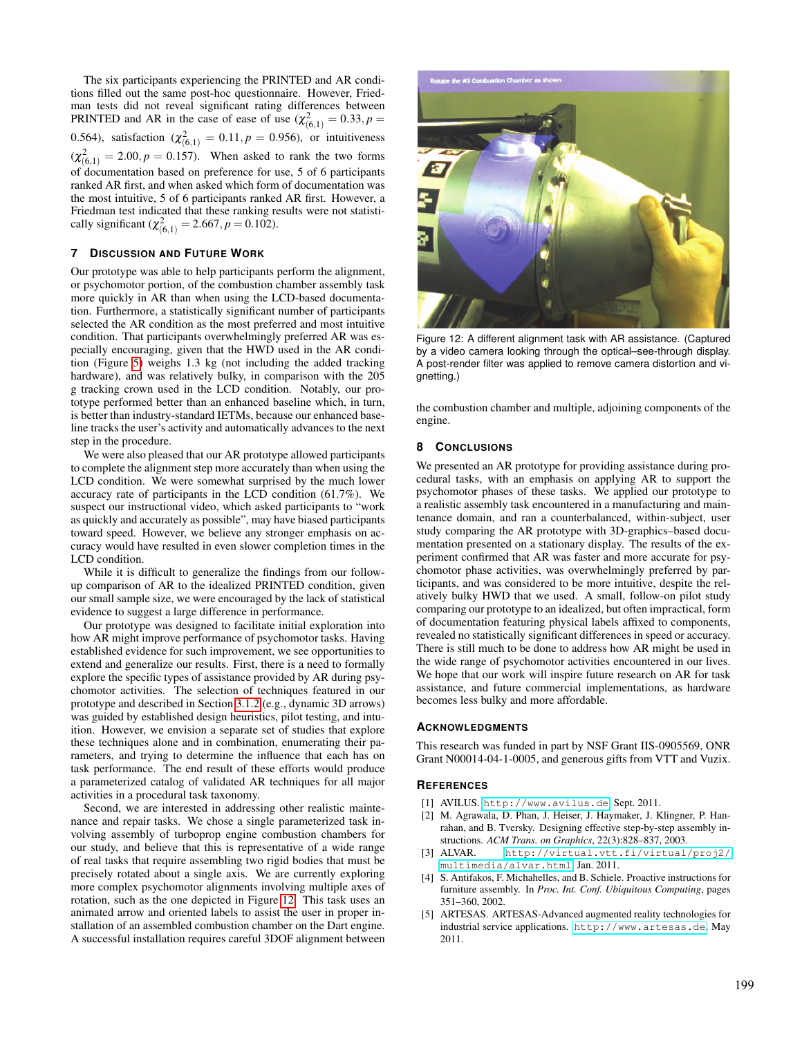The six participants experiencing the PRINTED and AR conditions filled out the same post-hoc questionnaire. However, Friedman tests did not reveal significant rating differences between PRINTED and AR in the case of ease of use ($\chi^2_{(6,1)} = 0.33, p = 0.564$), satisfaction ($\chi^2_{(6,1)} = 0.11, p = 0.956$), or intuitiveness ($\chi^2_{(6,1)} = 2.00, p = 0.157$). When asked to rank the two forms of documentation based on preference for use, 5 of 6 participants ranked AR first, and when asked which form of documentation was the most intuitive, 5 of 6 participants ranked AR first. However, a Friedman test indicated that these ranking results were not statistically significant ($\chi^2_{(6,1)} = 2.667, p = 0.102$).

## 7 Discussion and Future Work

Our prototype was able to help participants perform the alignment, or psychomotor portion, of the combustion chamber assembly task more quickly in AR than when using the LCD-based documentation. Furthermore, a statistically significant number of participants selected the AR condition as the most preferred and most intuitive condition. That participants overwhelmingly preferred AR was especially encouraging, given that the HWD used in the AR condition (Figure 5) weighs 1.3 kg (not including the added tracking hardware), and was relatively bulky, in comparison with the 205 g tracking crown used in the LCD condition. Notably, our prototype performed better than an enhanced baseline which, in turn, is better than industry-standard IETMs, because our enhanced baseline tracks the user's activity and automatically advances to the next step in the procedure.

We were also pleased that our AR prototype allowed participants to complete the alignment step more accurately than when using the LCD condition. We were somewhat surprised by the much lower accuracy rate of participants in the LCD condition (61.7%). We suspect our instructional video, which asked participants to "work as quickly and accurately as possible", may have biased participants toward speed. However, we believe any stronger emphasis on accuracy would have resulted in even slower completion times in the LCD condition.

While it is difficult to generalize the findings from our follow-up comparison of AR to the idealized PRINTED condition, given our small sample size, we were encouraged by the lack of statistical evidence to suggest a large difference in performance.

Our prototype was designed to facilitate initial exploration into how AR might improve performance of psychomotor tasks. Having established evidence for such improvement, we see opportunities to extend and generalize our results. First, there is a need to formally explore the specific types of assistance provided by AR during psychomotor activities. The selection of techniques featured in our prototype and described in Section 3.1.2 (e.g., dynamic 3D arrows) was guided by established design heuristics, pilot testing, and intuition. However, we envision a separate set of studies that explore these techniques alone and in combination, enumerating their parameters, and trying to determine the influence that each has on task performance. The end result of these efforts would produce a parameterized catalog of validated AR techniques for all major activities in a procedural task taxonomy.

Second, we are interested in addressing other realistic maintenance and repair tasks. We chose a single parameterized task involving assembly of turboprop engine combustion chambers for our study, and believe that this is representative of a wide range of real tasks that require assembling two rigid bodies that must be precisely rotated about a single axis. We are currently exploring more complex psychomotor alignments involving multiple axes of rotation, such as the one depicted in Figure 12. This task uses an animated arrow and oriented labels to assist the user in proper installation of an assembled combustion chamber on the Dart engine. A successful installation requires careful 3DOF alignment between the combustion chamber and multiple, adjoining components of the engine.

Figure 12: A different alignment task with AR assistance. (Captured by a video camera looking through the optical–see-through display. A post-render filter was applied to remove camera distortion and vignetting.)

## 8 Conclusions

We presented an AR prototype for providing assistance during procedural tasks, with an emphasis on applying AR to support the psychomotor phases of these tasks. We applied our prototype to a realistic assembly task encountered in a manufacturing and maintenance domain, and ran a counterbalanced, within-subject, user study comparing the AR prototype with 3D-graphics–based documentation presented on a stationary display. The results of the experiment confirmed that AR was faster and more accurate for psychomotor phase activities, was overwhelmingly preferred by participants, and was considered to be more intuitive, despite the relatively bulky HWD that we used. A small, follow-on pilot study comparing our prototype to an idealized, but often impractical, form of documentation featuring physical labels affixed to components, revealed no statistically significant differences in speed or accuracy. There is still much to be done to address how AR might be used in the wide range of psychomotor activities encountered in our lives. We hope that our work will inspire future research on AR for task assistance, and future commercial implementations, as hardware becomes less bulky and more affordable.

## Acknowledgments

This research was funded in part by NSF Grant IIS-0905569, ONR Grant N00014-04-1-0005, and generous gifts from VTT and Vuzix.

## References

[1] AVILUS. http://www.avilus.de, Sept. 2011.

[2] M. Agrawala, D. Phan, J. Heiser, J. Haymaker, J. Klingner, P. Hanrahan, and B. Tversky. Designing effective step-by-step assembly instructions. *ACM Trans. on Graphics*, 22(3):828–837, 2003.

[3] ALVAR. http://virtual.vtt.fi/virtual/proj2/multimedia/alvar.html, Jan. 2011.

[4] S. Antifakos, F. Michahelles, and B. Schiele. Proactive instructions for furniture assembly. In *Proc. Int. Conf. Ubiquitous Computing*, pages 351–360, 2002.

[5] ARTESAS. ARTESAS-Advanced augmented reality technologies for industrial service applications. http://www.artesas.de, May 2011.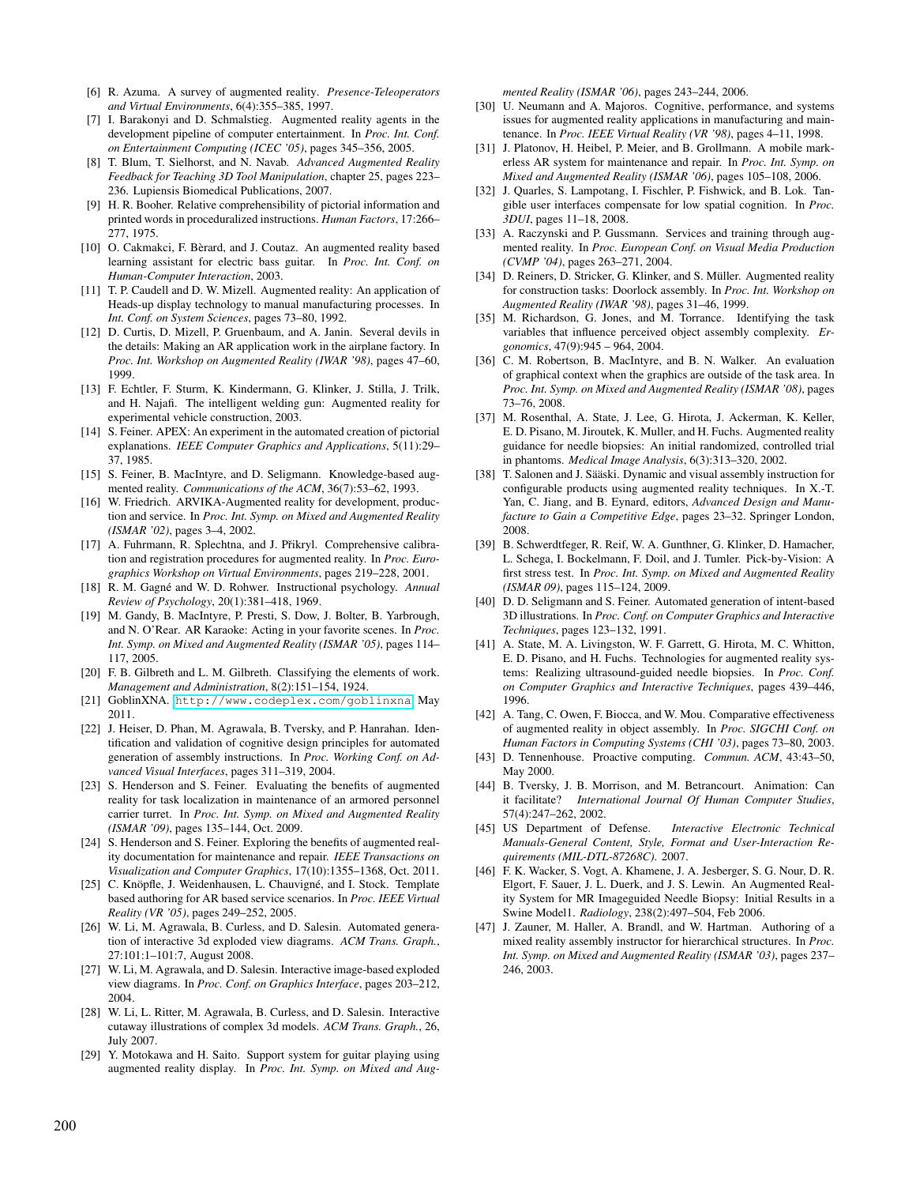[6] R. Azuma. A survey of augmented reality. *Presence-Teleoperators and Virtual Environments*, 6(4):355–385, 1997.

[7] I. Barakonyi and D. Schmalstieg. Augmented reality agents in the development pipeline of computer entertainment. In *Proc. Int. Conf. on Entertainment Computing (ICEC '05)*, pages 345–356, 2005.

[8] T. Blum, T. Sielhorst, and N. Navab. *Advanced Augmented Reality Feedback for Teaching 3D Tool Manipulation*, chapter 25, pages 223–236. Lupiensis Biomedical Publications, 2007.

[9] H. R. Booher. Relative comprehensibility of pictorial information and printed words in proceduralized instructions. *Human Factors*, 17:266–277, 1975.

[10] O. Cakmakci, F. Bèrard, and J. Coutaz. An augmented reality based learning assistant for electric bass guitar. In *Proc. Int. Conf. on Human-Computer Interaction*, 2003.

[11] T. P. Caudell and D. W. Mizell. Augmented reality: An application of Heads-up display technology to manual manufacturing processes. In *Int. Conf. on System Sciences*, pages 73–80, 1992.

[12] D. Curtis, D. Mizell, P. Gruenbaum, and A. Janin. Several devils in the details: Making an AR application work in the airplane factory. In *Proc. Int. Workshop on Augmented Reality (IWAR '98)*, pages 47–60, 1999.

[13] F. Echtler, F. Sturm, K. Kindermann, G. Klinker, J. Stilla, J. Trilk, and H. Najafi. The intelligent welding gun: Augmented reality for experimental vehicle construction, 2003.

[14] S. Feiner. APEX: An experiment in the automated creation of pictorial explanations. *IEEE Computer Graphics and Applications*, 5(11):29–37, 1985.

[15] S. Feiner, B. MacIntyre, and D. Seligmann. Knowledge-based augmented reality. *Communications of the ACM*, 36(7):53–62, 1993.

[16] W. Friedrich. ARVIKA-Augmented reality for development, production and service. In *Proc. Int. Symp. on Mixed and Augmented Reality (ISMAR '02)*, pages 3–4, 2002.

[17] A. Fuhrmann, R. Splechtna, and J. Přikryl. Comprehensive calibration and registration procedures for augmented reality. In *Proc. Eurographics Workshop on Virtual Environments*, pages 219–228, 2001.

[18] R. M. Gagné and W. D. Rohwer. Instructional psychology. *Annual Review of Psychology*, 20(1):381–418, 1969.

[19] M. Gandy, B. MacIntyre, P. Presti, S. Dow, J. Bolter, B. Yarbrough, and N. O'Rear. AR Karaoke: Acting in your favorite scenes. In *Proc. Int. Symp. on Mixed and Augmented Reality (ISMAR '05)*, pages 114–117, 2005.

[20] F. B. Gilbreth and L. M. Gilbreth. Classifying the elements of work. *Management and Administration*, 8(2):151–154, 1924.

[21] GoblinXNA. http://www.codeplex.com/goblinxna May 2011.

[22] J. Heiser, D. Phan, M. Agrawala, B. Tversky, and P. Hanrahan. Identification and validation of cognitive design principles for automated generation of assembly instructions. In *Proc. Working Conf. on Advanced Visual Interfaces*, pages 311–319, 2004.

[23] S. Henderson and S. Feiner. Evaluating the benefits of augmented reality for task localization in maintenance of an armored personnel carrier turret. In *Proc. Int. Symp. on Mixed and Augmented Reality (ISMAR '09)*, pages 135–144, Oct. 2009.

[24] S. Henderson and S. Feiner. Exploring the benefits of augmented reality documentation for maintenance and repair. *IEEE Transactions on Visualization and Computer Graphics*, 17(10):1355–1368, Oct. 2011.

[25] C. Knöpfle, J. Weidenhausen, L. Chauvigné, and I. Stock. Template based authoring for AR based service scenarios. In *Proc. IEEE Virtual Reality (VR '05)*, pages 249–252, 2005.

[26] W. Li, M. Agrawala, B. Curless, and D. Salesin. Automated generation of interactive 3d exploded view diagrams. *ACM Trans. Graph.*, 27:101:1–101:7, August 2008.

[27] W. Li, M. Agrawala, and D. Salesin. Interactive image-based exploded view diagrams. In *Proc. Conf. on Graphics Interface*, pages 203–212, 2004.

[28] W. Li, L. Ritter, M. Agrawala, B. Curless, and D. Salesin. Interactive cutaway illustrations of complex 3d models. *ACM Trans. Graph.*, 26, July 2007.

[29] Y. Motokawa and H. Saito. Support system for guitar playing using augmented reality display. In *Proc. Int. Symp. on Mixed and Augmented Reality (ISMAR '06)*, pages 243–244, 2006.

[30] U. Neumann and A. Majoros. Cognitive, performance, and systems issues for augmented reality applications in manufacturing and maintenance. In *Proc. IEEE Virtual Reality (VR '98)*, pages 4–11, 1998.

[31] J. Platonov, H. Heibel, P. Meier, and B. Grollmann. A mobile markerless AR system for maintenance and repair. In *Proc. Int. Symp. on Mixed and Augmented Reality (ISMAR '06)*, pages 105–108, 2006.

[32] J. Quarles, S. Lampotang, I. Fischler, P. Fishwick, and B. Lok. Tangible user interfaces compensate for low spatial cognition. In *Proc. 3DUI*, pages 11–18, 2008.

[33] A. Raczynski and P. Gussmann. Services and training through augmented reality. In *Proc. European Conf. on Visual Media Production (CVMP '04)*, pages 263–271, 2004.

[34] D. Reiners, D. Stricker, G. Klinker, and S. Müller. Augmented reality for construction tasks: Doorlock assembly. In *Proc. Int. Workshop on Augmented Reality (IWAR '98)*, pages 31–46, 1999.

[35] M. Richardson, G. Jones, and M. Torrance. Identifying the task variables that influence perceived object assembly complexity. *Ergonomics*, 47(9):945 – 964, 2004.

[36] C. M. Robertson, B. MacIntyre, and B. N. Walker. An evaluation of graphical context when the graphics are outside of the task area. In *Proc. Int. Symp. on Mixed and Augmented Reality (ISMAR '08)*, pages 73–76, 2008.

[37] M. Rosenthal, A. State, J. Lee, G. Hirota, J. Ackerman, K. Keller, E. D. Pisano, M. Jiroutek, K. Muller, and H. Fuchs. Augmented reality guidance for needle biopsies: An initial randomized, controlled trial in phantoms. *Medical Image Analysis*, 6(3):313–320, 2002.

[38] T. Salonen and J. Sääski. Dynamic and visual assembly instruction for configurable products using augmented reality techniques. In X.-T. Yan, C. Jiang, and B. Eynard, editors, *Advanced Design and Manufacture to Gain a Competitive Edge*, pages 23–32. Springer London, 2008.

[39] B. Schwerdtfeger, R. Reif, W. A. Gunthner, G. Klinker, D. Hamacher, L. Schega, I. Bockelmann, F. Doil, and J. Tumler. Pick-by-Vision: A first stress test. In *Proc. Int. Symp. on Mixed and Augmented Reality (ISMAR 09)*, pages 115–124, 2009.

[40] D. D. Seligmann and S. Feiner. Automated generation of intent-based 3D illustrations. In *Proc. Conf. on Computer Graphics and Interactive Techniques*, pages 123–132, 1991.

[41] A. State, M. A. Livingston, W. F. Garrett, G. Hirota, M. C. Whitton, E. D. Pisano, and H. Fuchs. Technologies for augmented reality systems: Realizing ultrasound-guided needle biopsies. In *Proc. Conf. on Computer Graphics and Interactive Techniques*, pages 439–446, 1996.

[42] A. Tang, C. Owen, F. Biocca, and W. Mou. Comparative effectiveness of augmented reality in object assembly. In *Proc. SIGCHI Conf. on Human Factors in Computing Systems (CHI '03)*, pages 73–80, 2003.

[43] D. Tennenhouse. Proactive computing. *Commun. ACM*, 43:43–50, May 2000.

[44] B. Tversky, J. B. Morrison, and M. Betrancourt. Animation: Can it facilitate? *International Journal Of Human Computer Studies*, 57(4):247–262, 2002.

[45] US Department of Defense. *Interactive Electronic Technical Manuals-General Content, Style, Format and User-Interaction Requirements (MIL-DTL-87268C)*. 2007.

[46] F. K. Wacker, S. Vogt, A. Khamene, J. A. Jesberger, S. G. Nour, D. R. Elgort, F. Sauer, J. L. Duerk, and J. S. Lewin. An Augmented Reality System for MR Imageguided Needle Biopsy: Initial Results in a Swine Model1. *Radiology*, 238(2):497–504, Feb 2006.

[47] J. Zauner, M. Haller, A. Brandl, and W. Hartman. Authoring of a mixed reality assembly instructor for hierarchical structures. In *Proc. Int. Symp. on Mixed and Augmented Reality (ISMAR '03)*, pages 237–246, 2003.